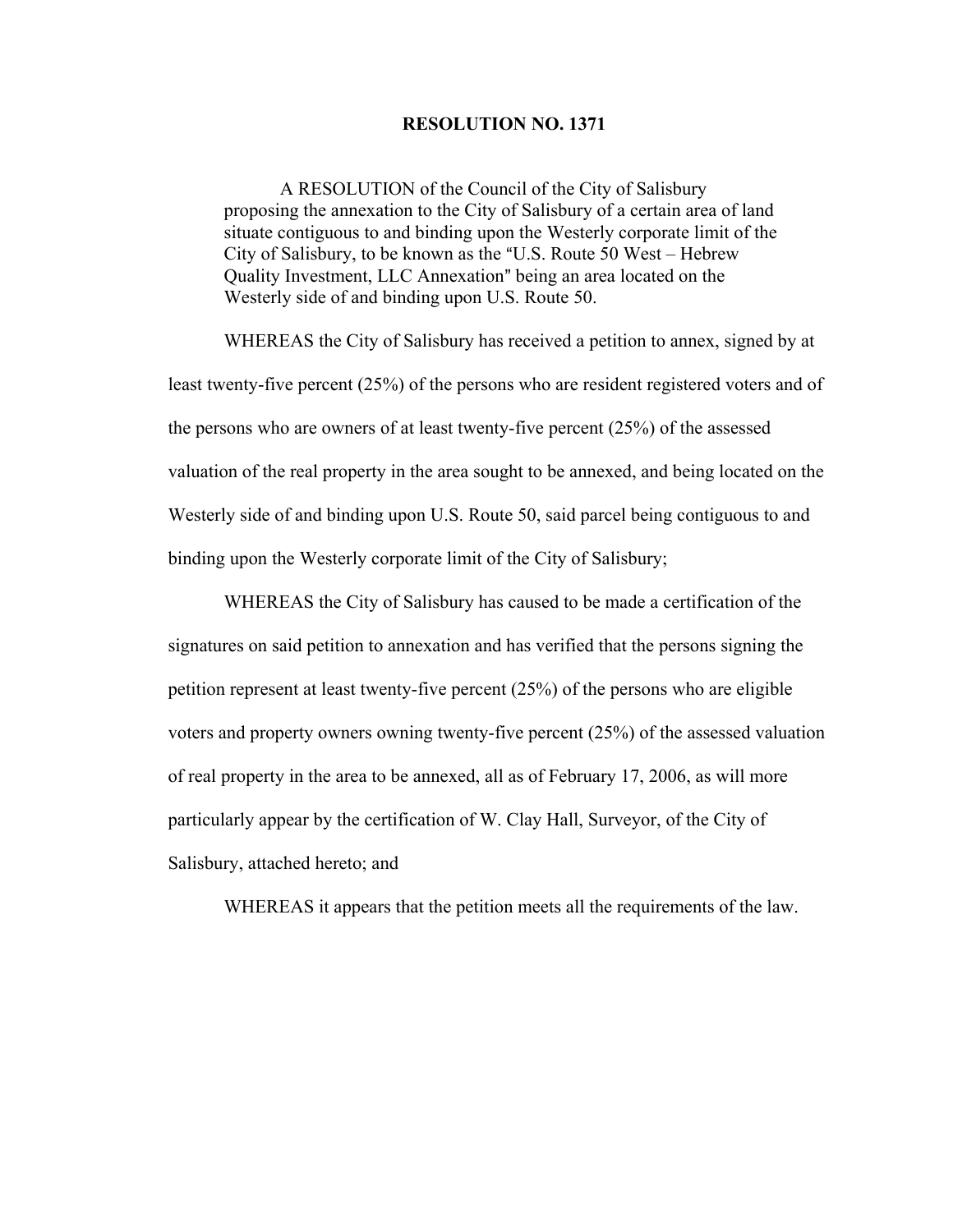# RESOLUTION NO. 1371

A RESOLUTION of the Council of the City of Salisbury proposing the annexation to the City of Salisbury of a certain area of land situate contiguous to and binding upon the Westerly corporate limit of the City of Salisbury, to be known as the "U.S. Route 50 West – Hebrew Quality Investment, LLC Annexation" being an area located on the Westerly side of and binding upon U.S. Route 50.

WHEREAS the City of Salisbury has received a petition to annex, signed by at least twenty-five percent (25%) of the persons who are resident registered voters and of the persons who are owners of at least twenty-five percent (25%) of the assessed valuation of the real property in the area sought to be annexed, and being located on the Westerly side of and binding upon U.S. Route 50, said parcel being contiguous to and binding upon the Westerly corporate limit of the City of Salisbury;

WHEREAS the City of Salisbury has caused to be made a certification of the signatures on said petition to annexation and has verified that the persons signing the petition represent at least twenty-five percent (25%) of the persons who are eligible voters and property owners owning twenty-five percent (25%) of the assessed valuation of real property in the area to be annexed, all as of February 17, 2006, as will more particularly appear by the certification of W. Clay Hall, Surveyor, of the City of Salisbury, attached hereto; and

WHEREAS it appears that the petition meets all the requirements of the law.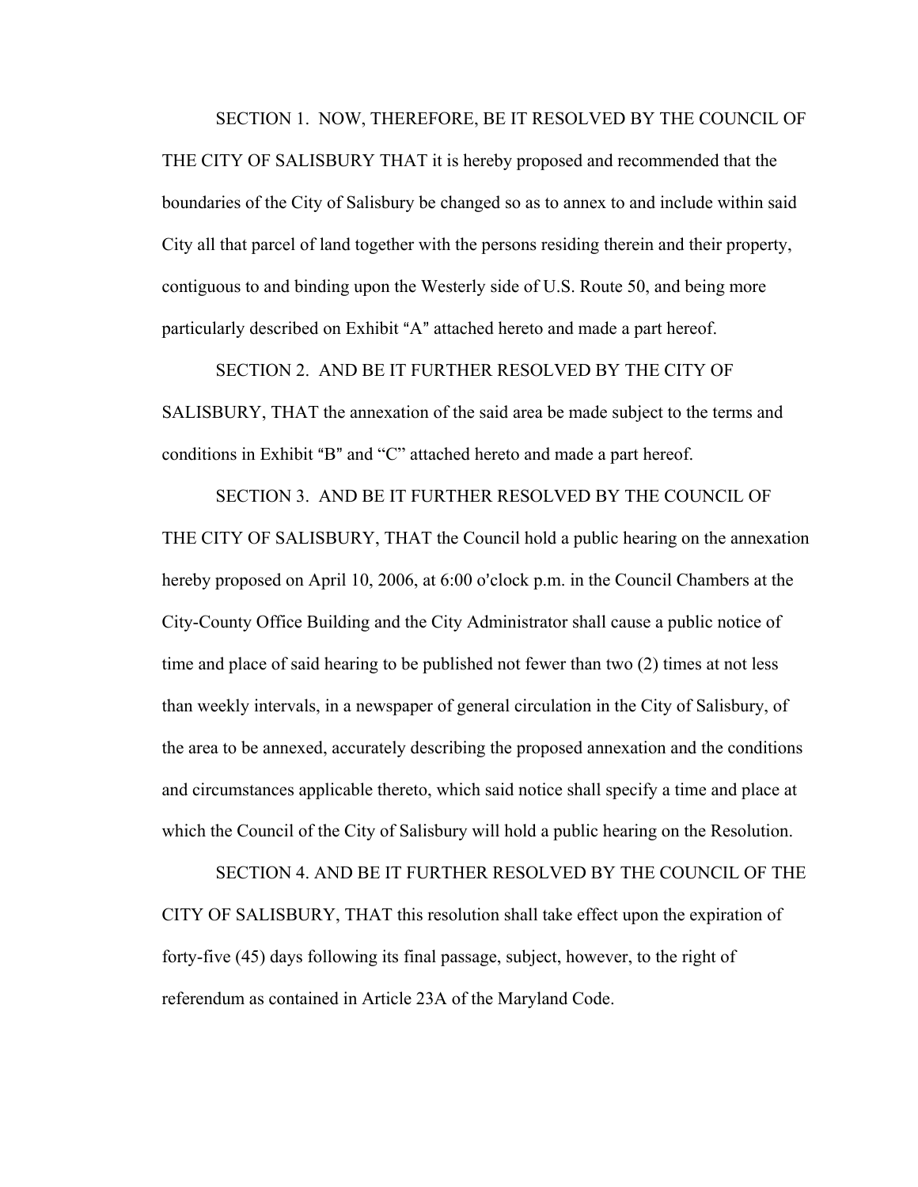SECTION 1. NOW, THEREFORE, BE IT RESOLVED BY THE COUNCIL OF THE CITY OF SALISBURY THAT it is hereby proposed and recommended that the boundaries of the City of Salisbury be changed so as to annex to and include within said City all that parcel of land together with the persons residing therein and their property, contiguous to and binding upon the Westerly side of U.S. Route 50, and being more particularly described on Exhibit "A" attached hereto and made a part hereof.

SECTION 2. AND BE IT FURTHER RESOLVED BY THE CITY OF SALISBURY, THAT the annexation of the said area be made subject to the terms and conditions in Exhibit "B" and "C" attached hereto and made a part hereof.

SECTION 3. AND BE IT FURTHER RESOLVED BY THE COUNCIL OF THE CITY OF SALISBURY, THAT the Council hold a public hearing on the annexation hereby proposed on April 10, 2006, at 6:00 o'clock p.m. in the Council Chambers at the City-County Office Building and the City Administrator shall cause a public notice of time and place of said hearing to be published not fewer than two (2) times at not less than weekly intervals, in a newspaper of general circulation in the City of Salisbury, of the area to be annexed, accurately describing the proposed annexation and the conditions and circumstances applicable thereto, which said notice shall specify a time and place at which the Council of the City of Salisbury will hold a public hearing on the Resolution.

SECTION 4. AND BE IT FURTHER RESOLVED BY THE COUNCIL OF THE CITY OF SALISBURY, THAT this resolution shall take effect upon the expiration of forty-five (45) days following its final passage, subject, however, to the right of referendum as contained in Article 23A of the Maryland Code.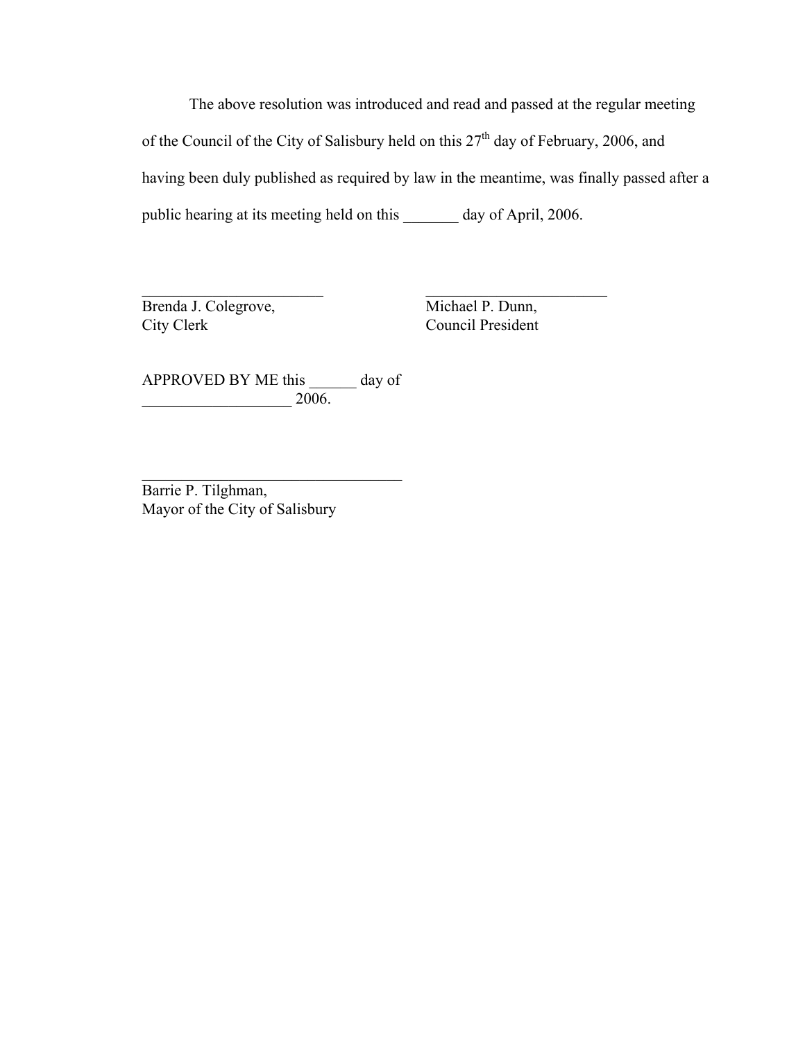The above resolution was introduced and read and passed at the regular meeting of the Council of the City of Salisbury held on this 27th day of February, 2006, and having been duly published as required by law in the meantime, was finally passed after a public hearing at its meeting held on this _______ day of April, 2006.

________________________  
Brenda J. Colegrove,  
City Clerk

________________________  
Michael P. Dunn,  
Council President

APPROVED BY ME this ______ day of ___________________ 2006.

__________________________________  
Barrie P. Tilghman,  
Mayor of the City of Salisbury